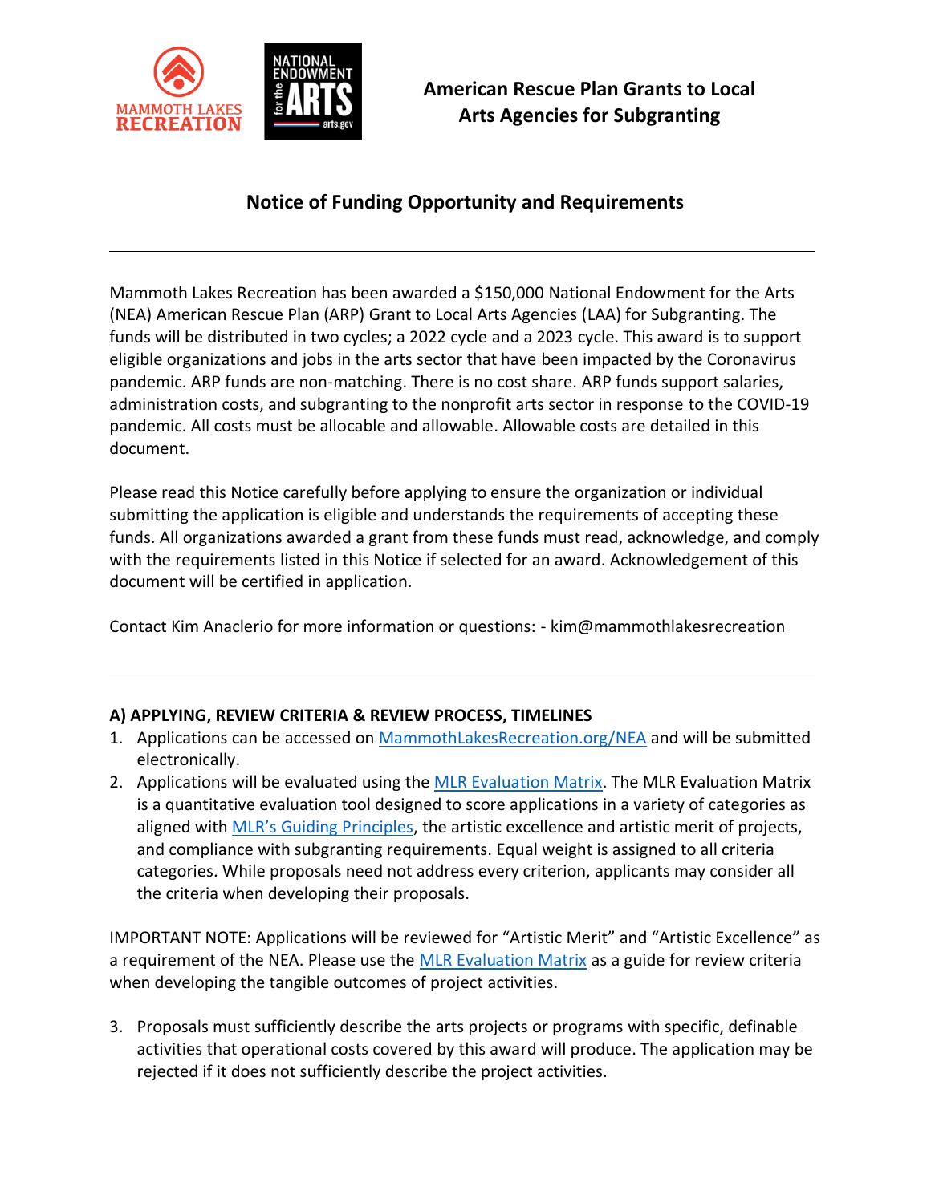# American Rescue Plan Grants to Local Arts Agencies for Subgranting

## Notice of Funding Opportunity and Requirements

---

Mammoth Lakes Recreation has been awarded a $150,000 National Endowment for the Arts (NEA) American Rescue Plan (ARP) Grant to Local Arts Agencies (LAA) for Subgranting. The funds will be distributed in two cycles; a 2022 cycle and a 2023 cycle. This award is to support eligible organizations and jobs in the arts sector that have been impacted by the Coronavirus pandemic. ARP funds are non-matching. There is no cost share. ARP funds support salaries, administration costs, and subgranting to the nonprofit arts sector in response to the COVID-19 pandemic. All costs must be allocable and allowable. Allowable costs are detailed in this document.

Please read this Notice carefully before applying to ensure the organization or individual submitting the application is eligible and understands the requirements of accepting these funds. All organizations awarded a grant from these funds must read, acknowledge, and comply with the requirements listed in this Notice if selected for an award. Acknowledgement of this document will be certified in application.

Contact Kim Anaclerio for more information or questions: - kim@mammothlakesrecreation

---

### A) APPLYING, REVIEW CRITERIA & REVIEW PROCESS, TIMELINES

1. Applications can be accessed on MammothLakesRecreation.org/NEA and will be submitted electronically.
2. Applications will be evaluated using the MLR Evaluation Matrix. The MLR Evaluation Matrix is a quantitative evaluation tool designed to score applications in a variety of categories as aligned with MLR's Guiding Principles, the artistic excellence and artistic merit of projects, and compliance with subgranting requirements. Equal weight is assigned to all criteria categories. While proposals need not address every criterion, applicants may consider all the criteria when developing their proposals.

IMPORTANT NOTE: Applications will be reviewed for "Artistic Merit" and "Artistic Excellence" as a requirement of the NEA. Please use the MLR Evaluation Matrix as a guide for review criteria when developing the tangible outcomes of project activities.

3. Proposals must sufficiently describe the arts projects or programs with specific, definable activities that operational costs covered by this award will produce. The application may be rejected if it does not sufficiently describe the project activities.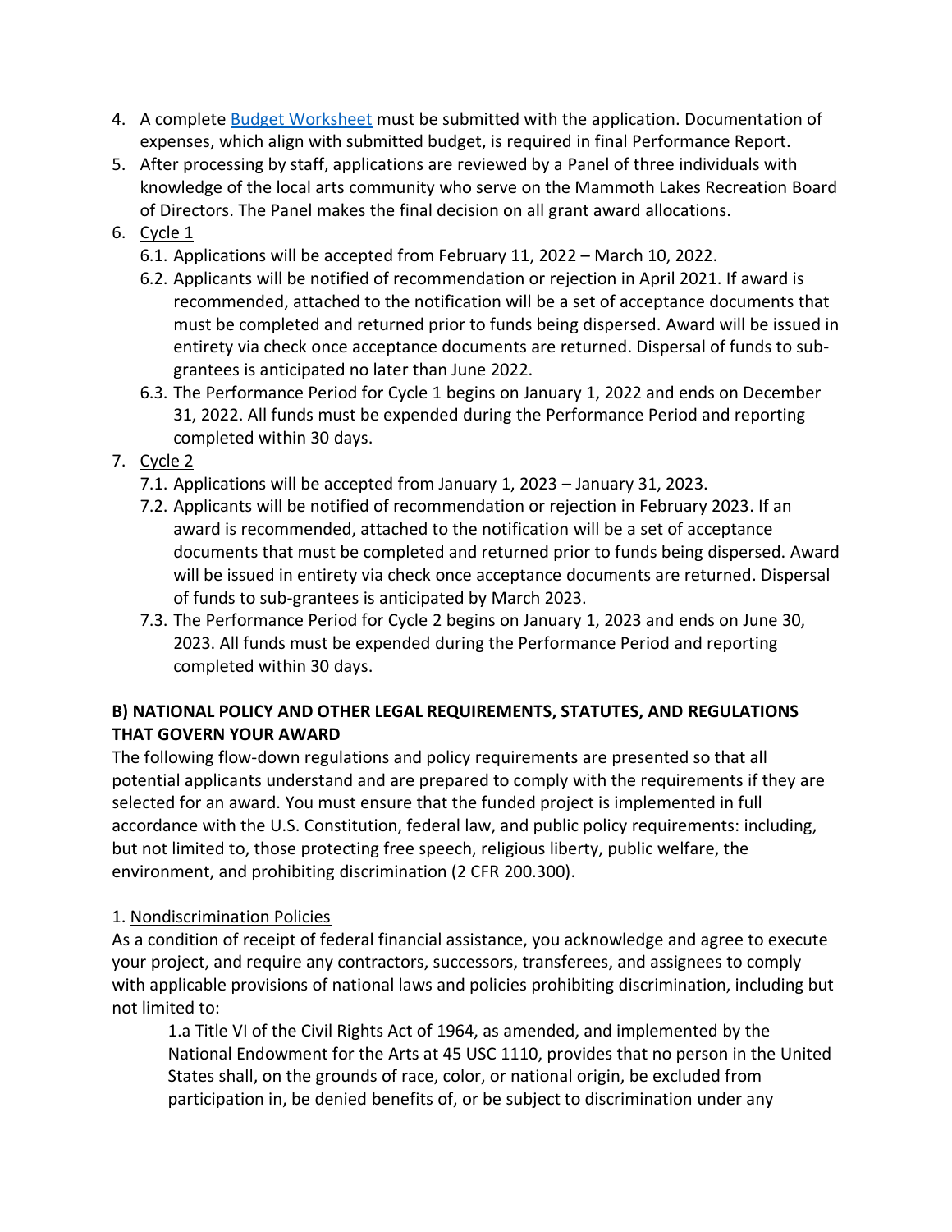4. A complete [Budget Worksheet]() must be submitted with the application. Documentation of expenses, which align with submitted budget, is required in final Performance Report.
5. After processing by staff, applications are reviewed by a Panel of three individuals with knowledge of the local arts community who serve on the Mammoth Lakes Recreation Board of Directors. The Panel makes the final decision on all grant award allocations.
6. <u>Cycle 1</u>
   6.1. Applications will be accepted from February 11, 2022 – March 10, 2022.
   6.2. Applicants will be notified of recommendation or rejection in April 2021. If award is recommended, attached to the notification will be a set of acceptance documents that must be completed and returned prior to funds being dispersed. Award will be issued in entirety via check once acceptance documents are returned. Dispersal of funds to sub-grantees is anticipated no later than June 2022.
   6.3. The Performance Period for Cycle 1 begins on January 1, 2022 and ends on December 31, 2022. All funds must be expended during the Performance Period and reporting completed within 30 days.
7. <u>Cycle 2</u>
   7.1. Applications will be accepted from January 1, 2023 – January 31, 2023.
   7.2. Applicants will be notified of recommendation or rejection in February 2023. If an award is recommended, attached to the notification will be a set of acceptance documents that must be completed and returned prior to funds being dispersed. Award will be issued in entirety via check once acceptance documents are returned. Dispersal of funds to sub-grantees is anticipated by March 2023.
   7.3. The Performance Period for Cycle 2 begins on January 1, 2023 and ends on June 30, 2023. All funds must be expended during the Performance Period and reporting completed within 30 days.

**B) NATIONAL POLICY AND OTHER LEGAL REQUIREMENTS, STATUTES, AND REGULATIONS THAT GOVERN YOUR AWARD**

The following flow-down regulations and policy requirements are presented so that all potential applicants understand and are prepared to comply with the requirements if they are selected for an award. You must ensure that the funded project is implemented in full accordance with the U.S. Constitution, federal law, and public policy requirements: including, but not limited to, those protecting free speech, religious liberty, public welfare, the environment, and prohibiting discrimination (2 CFR 200.300).

1. <u>Nondiscrimination Policies</u>

As a condition of receipt of federal financial assistance, you acknowledge and agree to execute your project, and require any contractors, successors, transferees, and assignees to comply with applicable provisions of national laws and policies prohibiting discrimination, including but not limited to:

1.a Title VI of the Civil Rights Act of 1964, as amended, and implemented by the National Endowment for the Arts at 45 USC 1110, provides that no person in the United States shall, on the grounds of race, color, or national origin, be excluded from participation in, be denied benefits of, or be subject to discrimination under any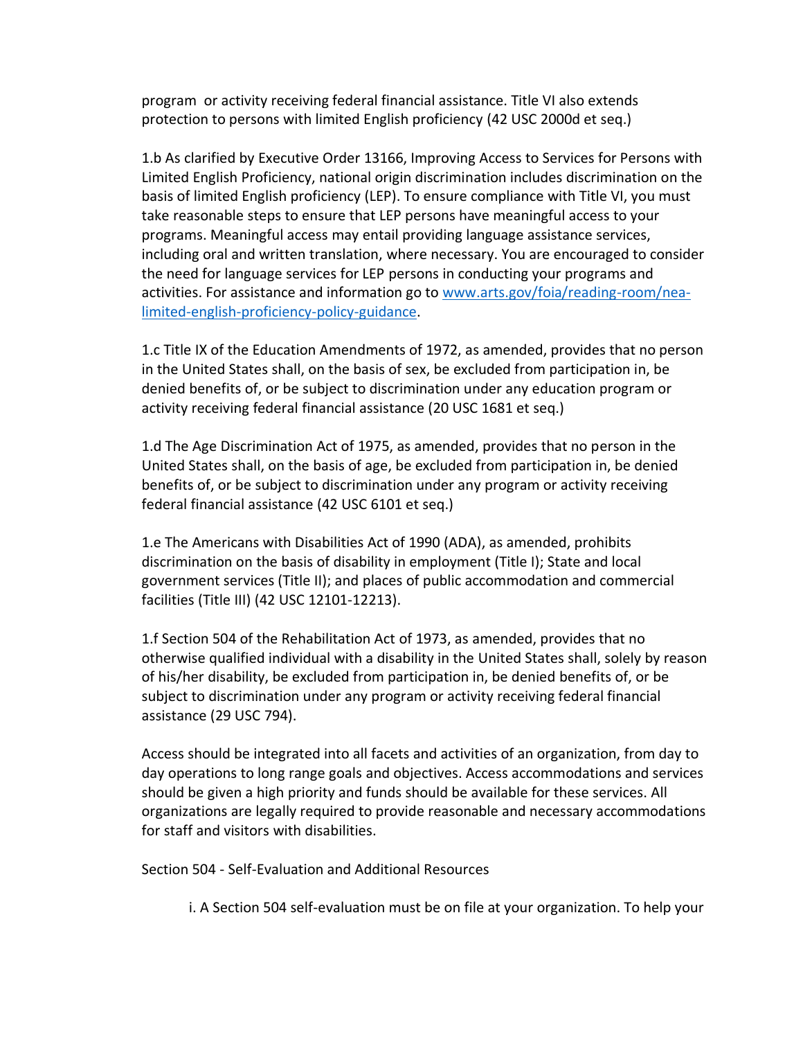program or activity receiving federal financial assistance. Title VI also extends protection to persons with limited English proficiency (42 USC 2000d et seq.)

1.b As clarified by Executive Order 13166, Improving Access to Services for Persons with Limited English Proficiency, national origin discrimination includes discrimination on the basis of limited English proficiency (LEP). To ensure compliance with Title VI, you must take reasonable steps to ensure that LEP persons have meaningful access to your programs. Meaningful access may entail providing language assistance services, including oral and written translation, where necessary. You are encouraged to consider the need for language services for LEP persons in conducting your programs and activities. For assistance and information go to [www.arts.gov/foia/reading-room/nea-limited-english-proficiency-policy-guidance](www.arts.gov/foia/reading-room/nea-limited-english-proficiency-policy-guidance).

1.c Title IX of the Education Amendments of 1972, as amended, provides that no person in the United States shall, on the basis of sex, be excluded from participation in, be denied benefits of, or be subject to discrimination under any education program or activity receiving federal financial assistance (20 USC 1681 et seq.)

1.d The Age Discrimination Act of 1975, as amended, provides that no person in the United States shall, on the basis of age, be excluded from participation in, be denied benefits of, or be subject to discrimination under any program or activity receiving federal financial assistance (42 USC 6101 et seq.)

1.e The Americans with Disabilities Act of 1990 (ADA), as amended, prohibits discrimination on the basis of disability in employment (Title I); State and local government services (Title II); and places of public accommodation and commercial facilities (Title III) (42 USC 12101-12213).

1.f Section 504 of the Rehabilitation Act of 1973, as amended, provides that no otherwise qualified individual with a disability in the United States shall, solely by reason of his/her disability, be excluded from participation in, be denied benefits of, or be subject to discrimination under any program or activity receiving federal financial assistance (29 USC 794).

Access should be integrated into all facets and activities of an organization, from day to day operations to long range goals and objectives. Access accommodations and services should be given a high priority and funds should be available for these services. All organizations are legally required to provide reasonable and necessary accommodations for staff and visitors with disabilities.

Section 504 - Self-Evaluation and Additional Resources

i. A Section 504 self-evaluation must be on file at your organization. To help your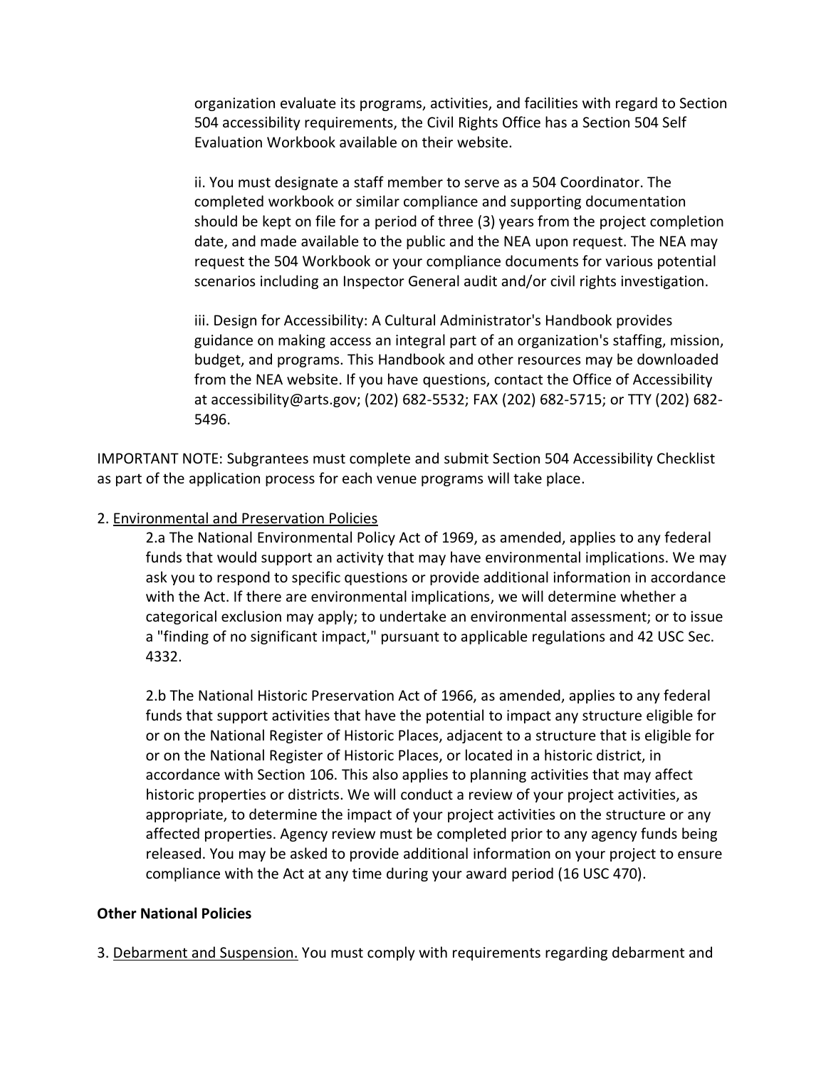organization evaluate its programs, activities, and facilities with regard to Section 504 accessibility requirements, the Civil Rights Office has a Section 504 Self Evaluation Workbook available on their website.

ii. You must designate a staff member to serve as a 504 Coordinator. The completed workbook or similar compliance and supporting documentation should be kept on file for a period of three (3) years from the project completion date, and made available to the public and the NEA upon request. The NEA may request the 504 Workbook or your compliance documents for various potential scenarios including an Inspector General audit and/or civil rights investigation.

iii. Design for Accessibility: A Cultural Administrator's Handbook provides guidance on making access an integral part of an organization's staffing, mission, budget, and programs. This Handbook and other resources may be downloaded from the NEA website. If you have questions, contact the Office of Accessibility at accessibility@arts.gov; (202) 682-5532; FAX (202) 682-5715; or TTY (202) 682-5496.

IMPORTANT NOTE: Subgrantees must complete and submit Section 504 Accessibility Checklist as part of the application process for each venue programs will take place.

2. <u>Environmental and Preservation Policies</u>

2.a The National Environmental Policy Act of 1969, as amended, applies to any federal funds that would support an activity that may have environmental implications. We may ask you to respond to specific questions or provide additional information in accordance with the Act. If there are environmental implications, we will determine whether a categorical exclusion may apply; to undertake an environmental assessment; or to issue a "finding of no significant impact," pursuant to applicable regulations and 42 USC Sec. 4332.

2.b The National Historic Preservation Act of 1966, as amended, applies to any federal funds that support activities that have the potential to impact any structure eligible for or on the National Register of Historic Places, adjacent to a structure that is eligible for or on the National Register of Historic Places, or located in a historic district, in accordance with Section 106. This also applies to planning activities that may affect historic properties or districts. We will conduct a review of your project activities, as appropriate, to determine the impact of your project activities on the structure or any affected properties. Agency review must be completed prior to any agency funds being released. You may be asked to provide additional information on your project to ensure compliance with the Act at any time during your award period (16 USC 470).

**Other National Policies**

3. <u>Debarment and Suspension.</u> You must comply with requirements regarding debarment and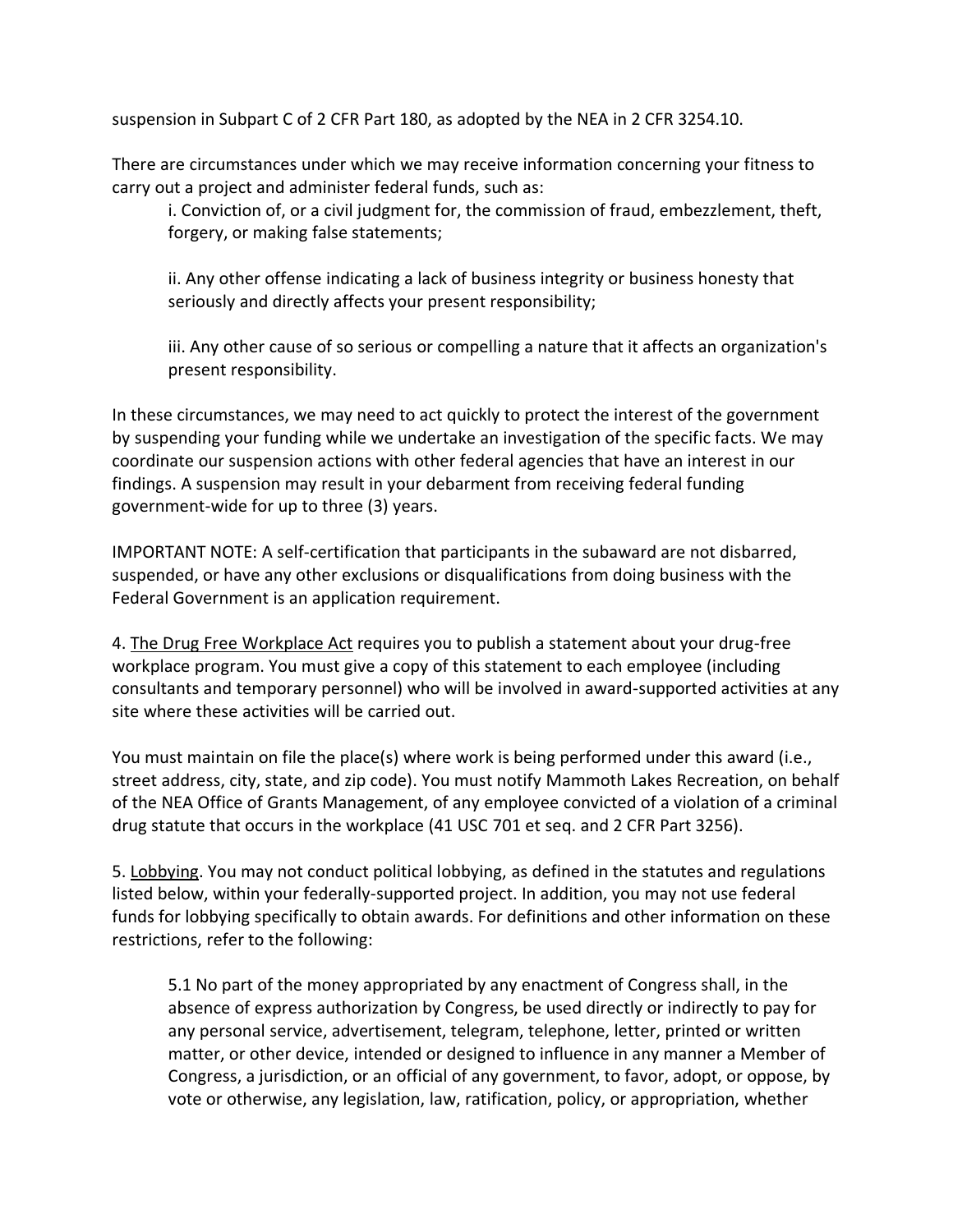suspension in Subpart C of 2 CFR Part 180, as adopted by the NEA in 2 CFR 3254.10.

There are circumstances under which we may receive information concerning your fitness to carry out a project and administer federal funds, such as:

i. Conviction of, or a civil judgment for, the commission of fraud, embezzlement, theft, forgery, or making false statements;

ii. Any other offense indicating a lack of business integrity or business honesty that seriously and directly affects your present responsibility;

iii. Any other cause of so serious or compelling a nature that it affects an organization's present responsibility.

In these circumstances, we may need to act quickly to protect the interest of the government by suspending your funding while we undertake an investigation of the specific facts. We may coordinate our suspension actions with other federal agencies that have an interest in our findings. A suspension may result in your debarment from receiving federal funding government-wide for up to three (3) years.

IMPORTANT NOTE: A self-certification that participants in the subaward are not disbarred, suspended, or have any other exclusions or disqualifications from doing business with the Federal Government is an application requirement.

4. The Drug Free Workplace Act requires you to publish a statement about your drug-free workplace program. You must give a copy of this statement to each employee (including consultants and temporary personnel) who will be involved in award-supported activities at any site where these activities will be carried out.

You must maintain on file the place(s) where work is being performed under this award (i.e., street address, city, state, and zip code). You must notify Mammoth Lakes Recreation, on behalf of the NEA Office of Grants Management, of any employee convicted of a violation of a criminal drug statute that occurs in the workplace (41 USC 701 et seq. and 2 CFR Part 3256).

5. Lobbying. You may not conduct political lobbying, as defined in the statutes and regulations listed below, within your federally-supported project. In addition, you may not use federal funds for lobbying specifically to obtain awards. For definitions and other information on these restrictions, refer to the following:

5.1 No part of the money appropriated by any enactment of Congress shall, in the absence of express authorization by Congress, be used directly or indirectly to pay for any personal service, advertisement, telegram, telephone, letter, printed or written matter, or other device, intended or designed to influence in any manner a Member of Congress, a jurisdiction, or an official of any government, to favor, adopt, or oppose, by vote or otherwise, any legislation, law, ratification, policy, or appropriation, whether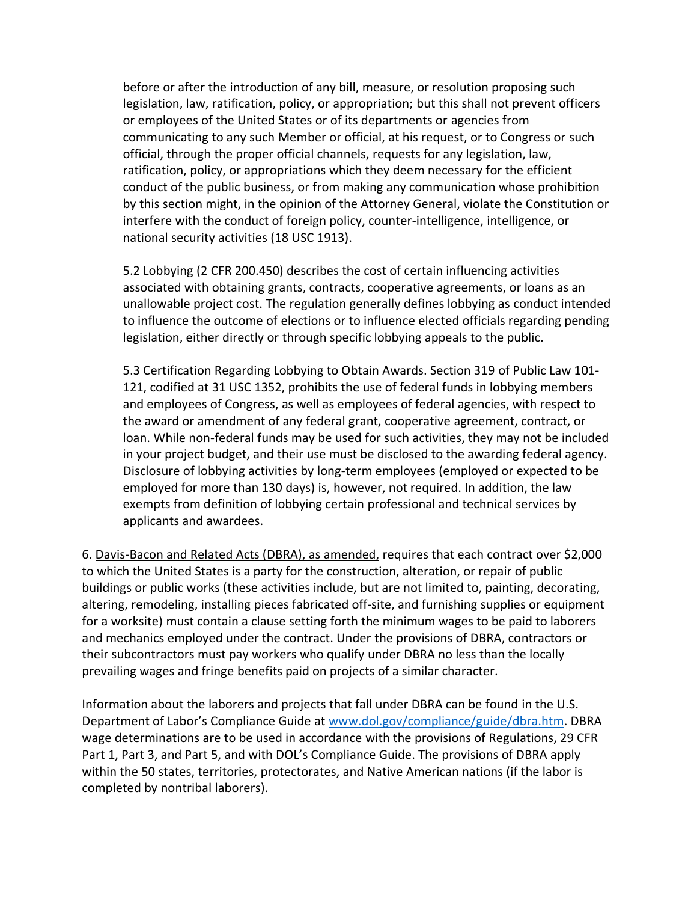before or after the introduction of any bill, measure, or resolution proposing such legislation, law, ratification, policy, or appropriation; but this shall not prevent officers or employees of the United States or of its departments or agencies from communicating to any such Member or official, at his request, or to Congress or such official, through the proper official channels, requests for any legislation, law, ratification, policy, or appropriations which they deem necessary for the efficient conduct of the public business, or from making any communication whose prohibition by this section might, in the opinion of the Attorney General, violate the Constitution or interfere with the conduct of foreign policy, counter-intelligence, intelligence, or national security activities (18 USC 1913).

5.2 Lobbying (2 CFR 200.450) describes the cost of certain influencing activities associated with obtaining grants, contracts, cooperative agreements, or loans as an unallowable project cost. The regulation generally defines lobbying as conduct intended to influence the outcome of elections or to influence elected officials regarding pending legislation, either directly or through specific lobbying appeals to the public.

5.3 Certification Regarding Lobbying to Obtain Awards. Section 319 of Public Law 101-121, codified at 31 USC 1352, prohibits the use of federal funds in lobbying members and employees of Congress, as well as employees of federal agencies, with respect to the award or amendment of any federal grant, cooperative agreement, contract, or loan. While non-federal funds may be used for such activities, they may not be included in your project budget, and their use must be disclosed to the awarding federal agency. Disclosure of lobbying activities by long-term employees (employed or expected to be employed for more than 130 days) is, however, not required. In addition, the law exempts from definition of lobbying certain professional and technical services by applicants and awardees.

6. Davis-Bacon and Related Acts (DBRA), as amended, requires that each contract over $2,000 to which the United States is a party for the construction, alteration, or repair of public buildings or public works (these activities include, but are not limited to, painting, decorating, altering, remodeling, installing pieces fabricated off-site, and furnishing supplies or equipment for a worksite) must contain a clause setting forth the minimum wages to be paid to laborers and mechanics employed under the contract. Under the provisions of DBRA, contractors or their subcontractors must pay workers who qualify under DBRA no less than the locally prevailing wages and fringe benefits paid on projects of a similar character.

Information about the laborers and projects that fall under DBRA can be found in the U.S. Department of Labor's Compliance Guide at [www.dol.gov/compliance/guide/dbra.htm](http://www.dol.gov/compliance/guide/dbra.htm). DBRA wage determinations are to be used in accordance with the provisions of Regulations, 29 CFR Part 1, Part 3, and Part 5, and with DOL's Compliance Guide. The provisions of DBRA apply within the 50 states, territories, protectorates, and Native American nations (if the labor is completed by nontribal laborers).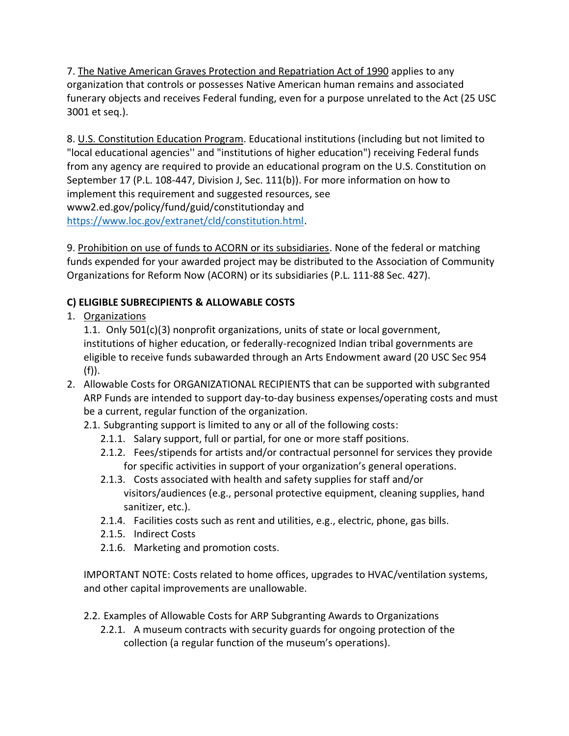7. The Native American Graves Protection and Repatriation Act of 1990 applies to any organization that controls or possesses Native American human remains and associated funerary objects and receives Federal funding, even for a purpose unrelated to the Act (25 USC 3001 et seq.).

8. U.S. Constitution Education Program. Educational institutions (including but not limited to "local educational agencies'' and "institutions of higher education") receiving Federal funds from any agency are required to provide an educational program on the U.S. Constitution on September 17 (P.L. 108-447, Division J, Sec. 111(b)). For more information on how to implement this requirement and suggested resources, see www2.ed.gov/policy/fund/guid/constitutionday and https://www.loc.gov/extranet/cld/constitution.html.

9. Prohibition on use of funds to ACORN or its subsidiaries. None of the federal or matching funds expended for your awarded project may be distributed to the Association of Community Organizations for Reform Now (ACORN) or its subsidiaries (P.L. 111-88 Sec. 427).

**C) ELIGIBLE SUBRECIPIENTS & ALLOWABLE COSTS**

1. Organizations
   1.1. Only 501(c)(3) nonprofit organizations, units of state or local government, institutions of higher education, or federally-recognized Indian tribal governments are eligible to receive funds subawarded through an Arts Endowment award (20 USC Sec 954 (f)).
2. Allowable Costs for ORGANIZATIONAL RECIPIENTS that can be supported with subgranted ARP Funds are intended to support day-to-day business expenses/operating costs and must be a current, regular function of the organization.
   2.1. Subgranting support is limited to any or all of the following costs:
      2.1.1. Salary support, full or partial, for one or more staff positions.
      2.1.2. Fees/stipends for artists and/or contractual personnel for services they provide for specific activities in support of your organization's general operations.
      2.1.3. Costs associated with health and safety supplies for staff and/or visitors/audiences (e.g., personal protective equipment, cleaning supplies, hand sanitizer, etc.).
      2.1.4. Facilities costs such as rent and utilities, e.g., electric, phone, gas bills.
      2.1.5. Indirect Costs
      2.1.6. Marketing and promotion costs.

   IMPORTANT NOTE: Costs related to home offices, upgrades to HVAC/ventilation systems, and other capital improvements are unallowable.

   2.2. Examples of Allowable Costs for ARP Subgranting Awards to Organizations
      2.2.1. A museum contracts with security guards for ongoing protection of the collection (a regular function of the museum's operations).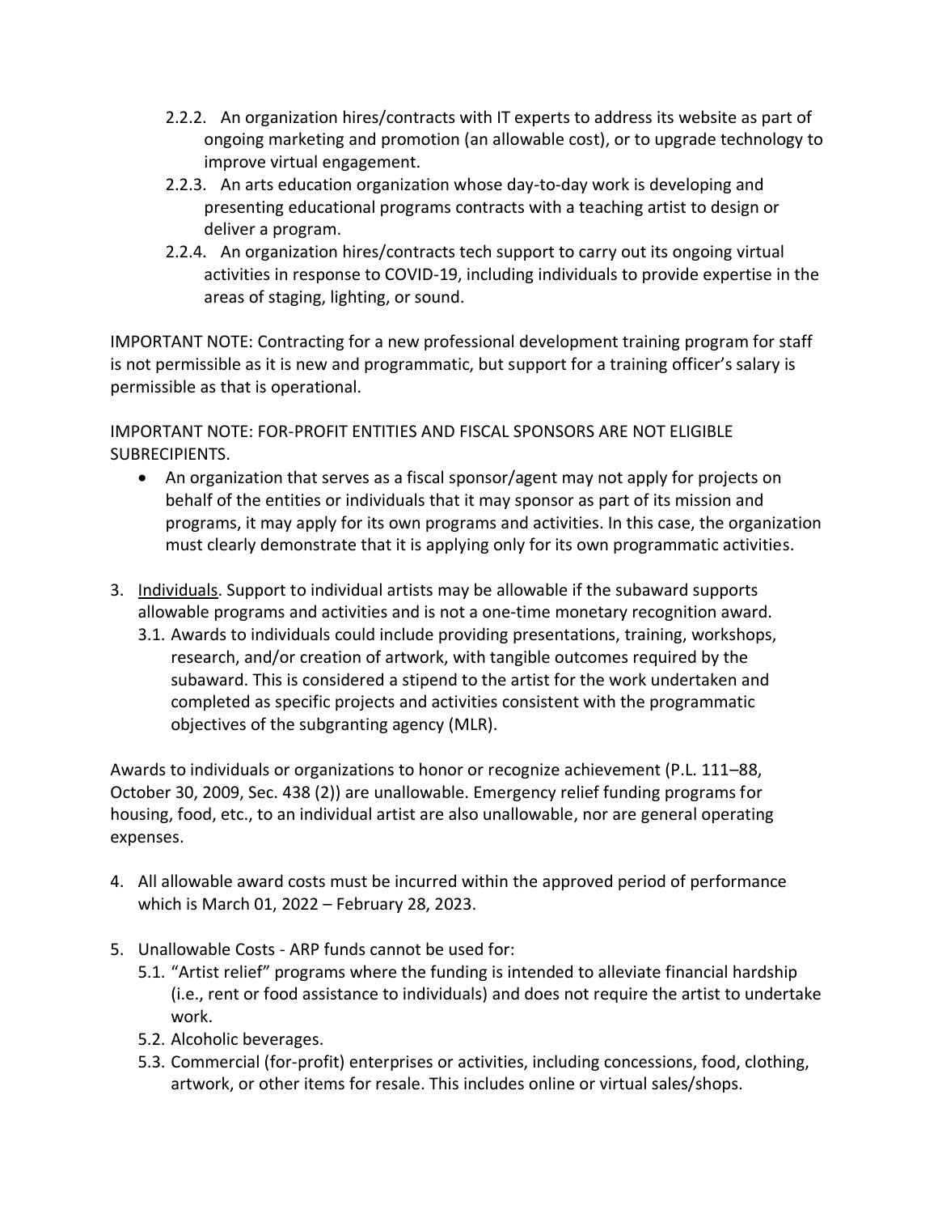2.2.2. An organization hires/contracts with IT experts to address its website as part of ongoing marketing and promotion (an allowable cost), or to upgrade technology to improve virtual engagement.
   2.2.3. An arts education organization whose day-to-day work is developing and presenting educational programs contracts with a teaching artist to design or deliver a program.
   2.2.4. An organization hires/contracts tech support to carry out its ongoing virtual activities in response to COVID-19, including individuals to provide expertise in the areas of staging, lighting, or sound.

IMPORTANT NOTE: Contracting for a new professional development training program for staff is not permissible as it is new and programmatic, but support for a training officer's salary is permissible as that is operational.

IMPORTANT NOTE: FOR-PROFIT ENTITIES AND FISCAL SPONSORS ARE NOT ELIGIBLE SUBRECIPIENTS.

- An organization that serves as a fiscal sponsor/agent may not apply for projects on behalf of the entities or individuals that it may sponsor as part of its mission and programs, it may apply for its own programs and activities. In this case, the organization must clearly demonstrate that it is applying only for its own programmatic activities.

3. Individuals. Support to individual artists may be allowable if the subaward supports allowable programs and activities and is not a one-time monetary recognition award.
   3.1. Awards to individuals could include providing presentations, training, workshops, research, and/or creation of artwork, with tangible outcomes required by the subaward. This is considered a stipend to the artist for the work undertaken and completed as specific projects and activities consistent with the programmatic objectives of the subgranting agency (MLR).

Awards to individuals or organizations to honor or recognize achievement (P.L. 111–88, October 30, 2009, Sec. 438 (2)) are unallowable. Emergency relief funding programs for housing, food, etc., to an individual artist are also unallowable, nor are general operating expenses.

4. All allowable award costs must be incurred within the approved period of performance which is March 01, 2022 – February 28, 2023.

5. Unallowable Costs - ARP funds cannot be used for:
   5.1. "Artist relief" programs where the funding is intended to alleviate financial hardship (i.e., rent or food assistance to individuals) and does not require the artist to undertake work.
   5.2. Alcoholic beverages.
   5.3. Commercial (for-profit) enterprises or activities, including concessions, food, clothing, artwork, or other items for resale. This includes online or virtual sales/shops.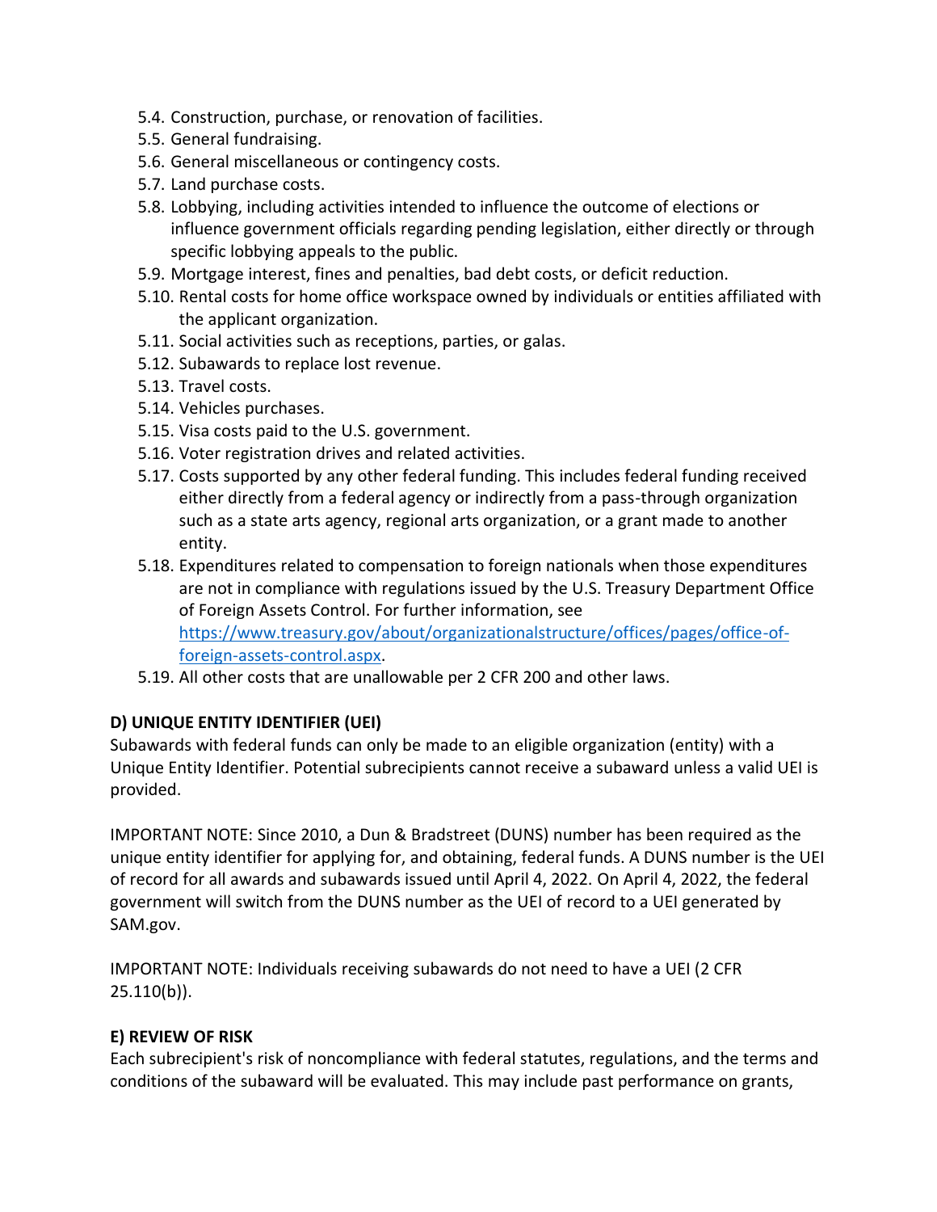5.4. Construction, purchase, or renovation of facilities.
5.5. General fundraising.
5.6. General miscellaneous or contingency costs.
5.7. Land purchase costs.
5.8. Lobbying, including activities intended to influence the outcome of elections or influence government officials regarding pending legislation, either directly or through specific lobbying appeals to the public.
5.9. Mortgage interest, fines and penalties, bad debt costs, or deficit reduction.
5.10. Rental costs for home office workspace owned by individuals or entities affiliated with the applicant organization.
5.11. Social activities such as receptions, parties, or galas.
5.12. Subawards to replace lost revenue.
5.13. Travel costs.
5.14. Vehicles purchases.
5.15. Visa costs paid to the U.S. government.
5.16. Voter registration drives and related activities.
5.17. Costs supported by any other federal funding. This includes federal funding received either directly from a federal agency or indirectly from a pass-through organization such as a state arts agency, regional arts organization, or a grant made to another entity.
5.18. Expenditures related to compensation to foreign nationals when those expenditures are not in compliance with regulations issued by the U.S. Treasury Department Office of Foreign Assets Control. For further information, see [https://www.treasury.gov/about/organizationalstructure/offices/pages/office-of-foreign-assets-control.aspx](https://www.treasury.gov/about/organizationalstructure/offices/pages/office-of-foreign-assets-control.aspx).
5.19. All other costs that are unallowable per 2 CFR 200 and other laws.

**D) UNIQUE ENTITY IDENTIFIER (UEI)**

Subawards with federal funds can only be made to an eligible organization (entity) with a Unique Entity Identifier. Potential subrecipients cannot receive a subaward unless a valid UEI is provided.

IMPORTANT NOTE: Since 2010, a Dun & Bradstreet (DUNS) number has been required as the unique entity identifier for applying for, and obtaining, federal funds. A DUNS number is the UEI of record for all awards and subawards issued until April 4, 2022. On April 4, 2022, the federal government will switch from the DUNS number as the UEI of record to a UEI generated by SAM.gov.

IMPORTANT NOTE: Individuals receiving subawards do not need to have a UEI (2 CFR 25.110(b)).

**E) REVIEW OF RISK**

Each subrecipient's risk of noncompliance with federal statutes, regulations, and the terms and conditions of the subaward will be evaluated. This may include past performance on grants,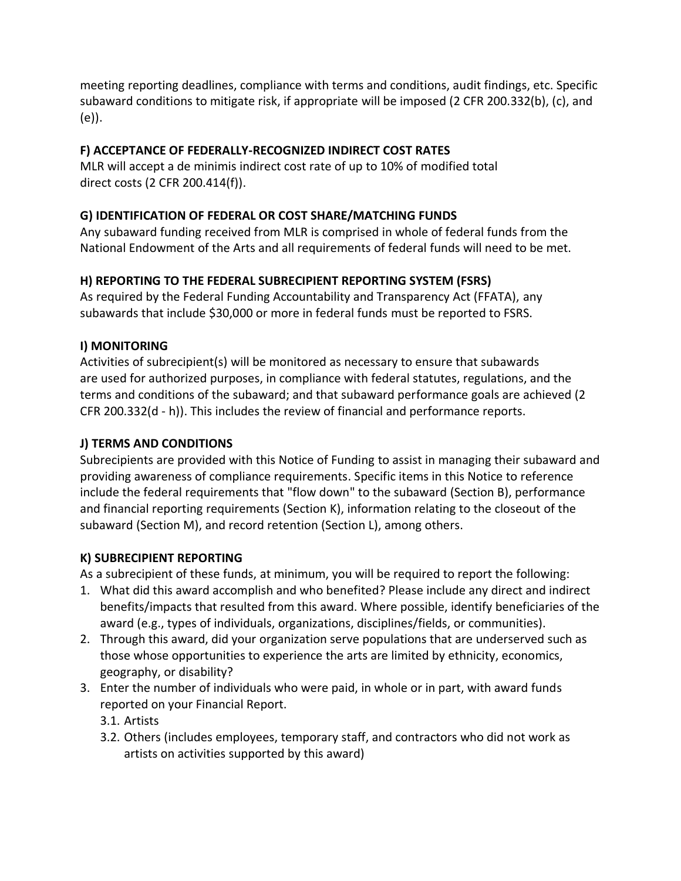meeting reporting deadlines, compliance with terms and conditions, audit findings, etc. Specific subaward conditions to mitigate risk, if appropriate will be imposed (2 CFR 200.332(b), (c), and (e)).

**F) ACCEPTANCE OF FEDERALLY-RECOGNIZED INDIRECT COST RATES**
MLR will accept a de minimis indirect cost rate of up to 10% of modified total direct costs (2 CFR 200.414(f)).

**G) IDENTIFICATION OF FEDERAL OR COST SHARE/MATCHING FUNDS**
Any subaward funding received from MLR is comprised in whole of federal funds from the National Endowment of the Arts and all requirements of federal funds will need to be met.

**H) REPORTING TO THE FEDERAL SUBRECIPIENT REPORTING SYSTEM (FSRS)**
As required by the Federal Funding Accountability and Transparency Act (FFATA), any subawards that include $30,000 or more in federal funds must be reported to FSRS.

**I) MONITORING**
Activities of subrecipient(s) will be monitored as necessary to ensure that subawards are used for authorized purposes, in compliance with federal statutes, regulations, and the terms and conditions of the subaward; and that subaward performance goals are achieved (2 CFR 200.332(d - h)). This includes the review of financial and performance reports.

**J) TERMS AND CONDITIONS**
Subrecipients are provided with this Notice of Funding to assist in managing their subaward and providing awareness of compliance requirements. Specific items in this Notice to reference include the federal requirements that "flow down" to the subaward (Section B), performance and financial reporting requirements (Section K), information relating to the closeout of the subaward (Section M), and record retention (Section L), among others.

**K) SUBRECIPIENT REPORTING**
As a subrecipient of these funds, at minimum, you will be required to report the following:

1. What did this award accomplish and who benefited? Please include any direct and indirect benefits/impacts that resulted from this award. Where possible, identify beneficiaries of the award (e.g., types of individuals, organizations, disciplines/fields, or communities).
2. Through this award, did your organization serve populations that are underserved such as those whose opportunities to experience the arts are limited by ethnicity, economics, geography, or disability?
3. Enter the number of individuals who were paid, in whole or in part, with award funds reported on your Financial Report.
   3.1. Artists
   3.2. Others (includes employees, temporary staff, and contractors who did not work as artists on activities supported by this award)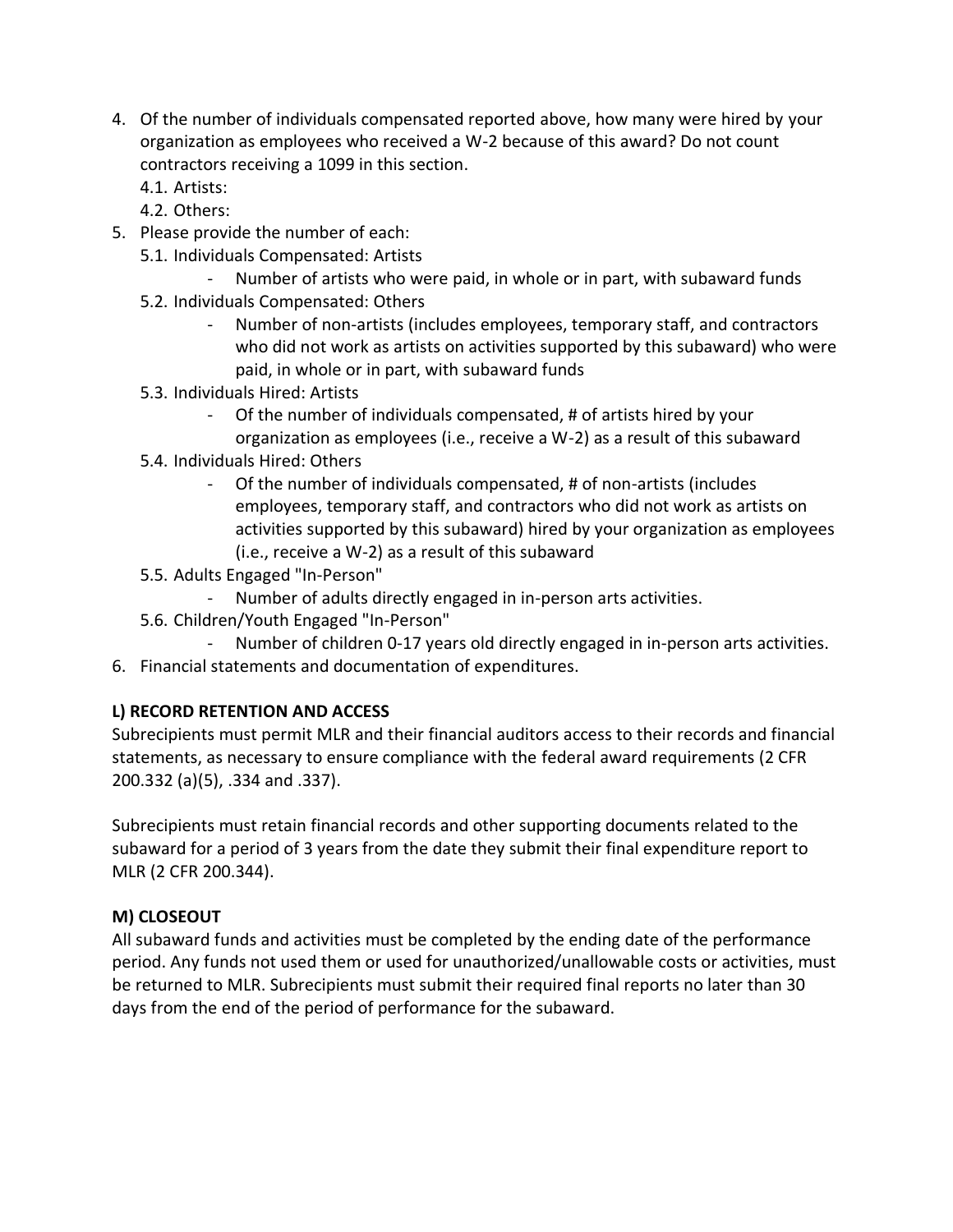4. Of the number of individuals compensated reported above, how many were hired by your organization as employees who received a W-2 because of this award? Do not count contractors receiving a 1099 in this section.
   4.1. Artists:
   4.2. Others:
5. Please provide the number of each:
   5.1. Individuals Compensated: Artists
      - Number of artists who were paid, in whole or in part, with subaward funds
   5.2. Individuals Compensated: Others
      - Number of non-artists (includes employees, temporary staff, and contractors who did not work as artists on activities supported by this subaward) who were paid, in whole or in part, with subaward funds
   5.3. Individuals Hired: Artists
      - Of the number of individuals compensated, # of artists hired by your organization as employees (i.e., receive a W-2) as a result of this subaward
   5.4. Individuals Hired: Others
      - Of the number of individuals compensated, # of non-artists (includes employees, temporary staff, and contractors who did not work as artists on activities supported by this subaward) hired by your organization as employees (i.e., receive a W-2) as a result of this subaward
   5.5. Adults Engaged "In-Person"
      - Number of adults directly engaged in in-person arts activities.
   5.6. Children/Youth Engaged "In-Person"
      - Number of children 0-17 years old directly engaged in in-person arts activities.
6. Financial statements and documentation of expenditures.

**L) RECORD RETENTION AND ACCESS**

Subrecipients must permit MLR and their financial auditors access to their records and financial statements, as necessary to ensure compliance with the federal award requirements (2 CFR 200.332 (a)(5), .334 and .337).

Subrecipients must retain financial records and other supporting documents related to the subaward for a period of 3 years from the date they submit their final expenditure report to MLR (2 CFR 200.344).

**M) CLOSEOUT**

All subaward funds and activities must be completed by the ending date of the performance period. Any funds not used them or used for unauthorized/unallowable costs or activities, must be returned to MLR. Subrecipients must submit their required final reports no later than 30 days from the end of the period of performance for the subaward.